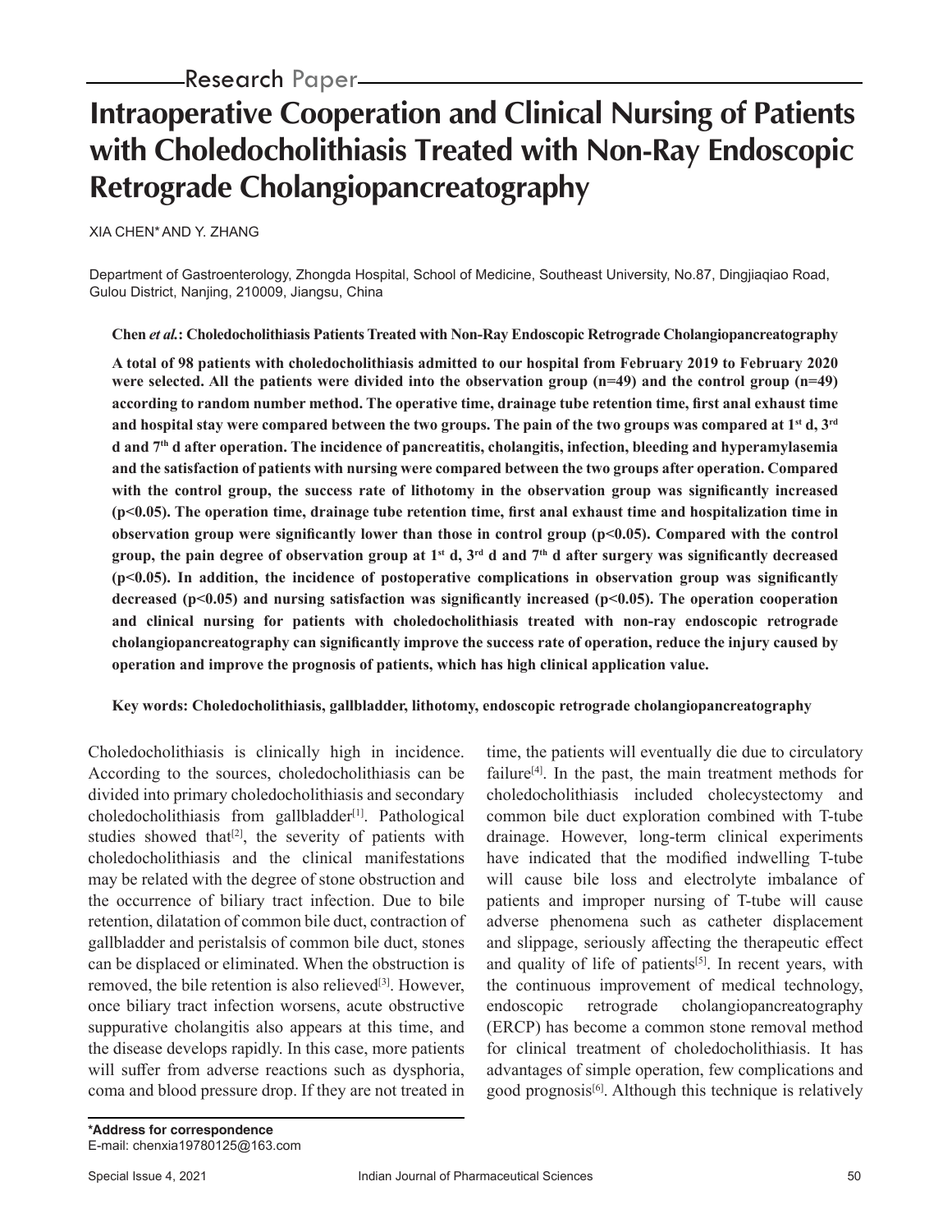Research Paper

# Intraoperative Cooperation and Clinical Nursing of Patients with Choledocholithiasis Treated with Non-Ray Endoscopic Retrograde Cholangiopancreatography

XIA CHEN* AND Y. ZHANG

Department of Gastroenterology, Zhongda Hospital, School of Medicine, Southeast University, No.87, Dingjiaqiao Road, Gulou District, Nanjing, 210009, Jiangsu, China

**Chen *et al.*: Choledocholithiasis Patients Treated with Non-Ray Endoscopic Retrograde Cholangiopancreatography**

**A total of 98 patients with choledocholithiasis admitted to our hospital from February 2019 to February 2020 were selected. All the patients were divided into the observation group (n=49) and the control group (n=49) according to random number method. The operative time, drainage tube retention time, first anal exhaust time and hospital stay were compared between the two groups. The pain of the two groups was compared at 1st d, 3rd d and 7th d after operation. The incidence of pancreatitis, cholangitis, infection, bleeding and hyperamylasemia and the satisfaction of patients with nursing were compared between the two groups after operation. Compared with the control group, the success rate of lithotomy in the observation group was significantly increased ($p<0.05$). The operation time, drainage tube retention time, first anal exhaust time and hospitalization time in observation group were significantly lower than those in control group ($p<0.05$). Compared with the control group, the pain degree of observation group at 1st d, 3rd d and 7th d after surgery was significantly decreased ($p<0.05$). In addition, the incidence of postoperative complications in observation group was significantly decreased ($p<0.05$) and nursing satisfaction was significantly increased ($p<0.05$). The operation cooperation and clinical nursing for patients with choledocholithiasis treated with non-ray endoscopic retrograde cholangiopancreatography can significantly improve the success rate of operation, reduce the injury caused by operation and improve the prognosis of patients, which has high clinical application value.**

**Key words: Choledocholithiasis, gallbladder, lithotomy, endoscopic retrograde cholangiopancreatography**

Choledocholithiasis is clinically high in incidence. According to the sources, choledocholithiasis can be divided into primary choledocholithiasis and secondary choledocholithiasis from gallbladder[1]. Pathological studies showed that[2], the severity of patients with choledocholithiasis and the clinical manifestations may be related with the degree of stone obstruction and the occurrence of biliary tract infection. Due to bile retention, dilatation of common bile duct, contraction of gallbladder and peristalsis of common bile duct, stones can be displaced or eliminated. When the obstruction is removed, the bile retention is also relieved[3]. However, once biliary tract infection worsens, acute obstructive suppurative cholangitis also appears at this time, and the disease develops rapidly. In this case, more patients will suffer from adverse reactions such as dysphoria, coma and blood pressure drop. If they are not treated in time, the patients will eventually die due to circulatory failure[4]. In the past, the main treatment methods for choledocholithiasis included cholecystectomy and common bile duct exploration combined with T-tube drainage. However, long-term clinical experiments have indicated that the modified indwelling T-tube will cause bile loss and electrolyte imbalance of patients and improper nursing of T-tube will cause adverse phenomena such as catheter displacement and slippage, seriously affecting the therapeutic effect and quality of life of patients[5]. In recent years, with the continuous improvement of medical technology, endoscopic retrograde cholangiopancreatography (ERCP) has become a common stone removal method for clinical treatment of choledocholithiasis. It has advantages of simple operation, few complications and good prognosis[6]. Although this technique is relatively

**\*Address for correspondence**
E-mail: chenxia19780125@163.com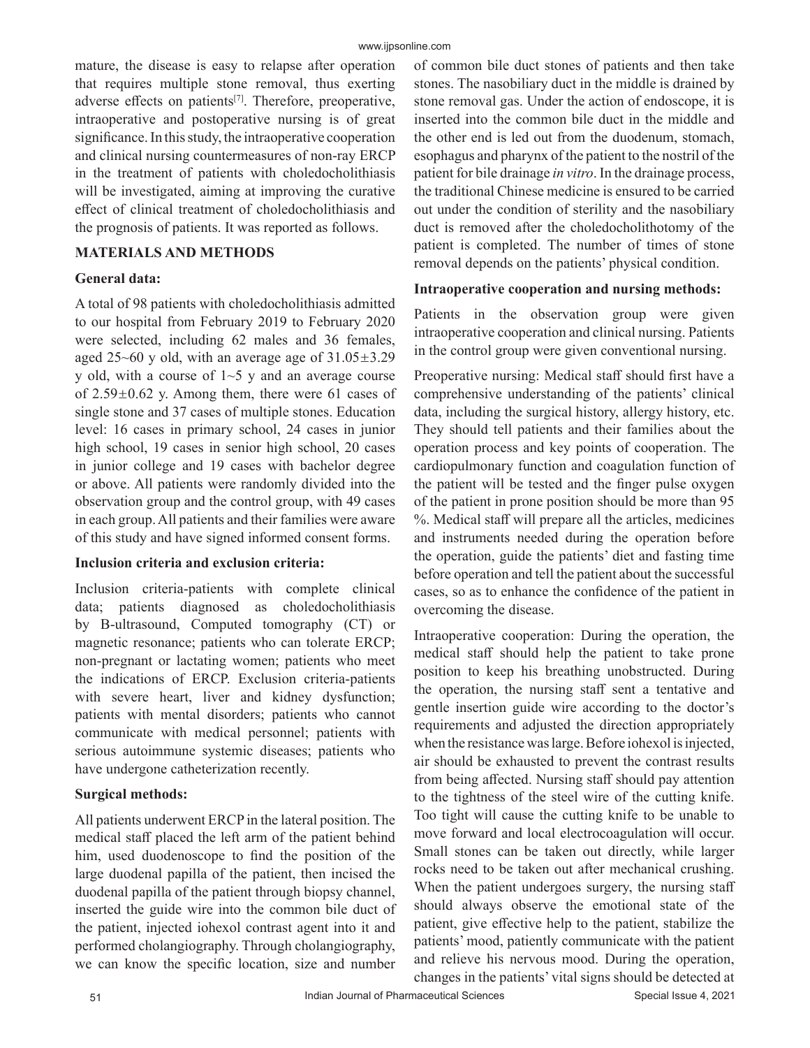mature, the disease is easy to relapse after operation that requires multiple stone removal, thus exerting adverse effects on patients[7]. Therefore, preoperative, intraoperative and postoperative nursing is of great significance. In this study, the intraoperative cooperation and clinical nursing countermeasures of non-ray ERCP in the treatment of patients with choledocholithiasis will be investigated, aiming at improving the curative effect of clinical treatment of choledocholithiasis and the prognosis of patients. It was reported as follows.

## MATERIALS AND METHODS

### General data:

A total of 98 patients with choledocholithiasis admitted to our hospital from February 2019 to February 2020 were selected, including 62 males and 36 females, aged 25~60 y old, with an average age of $31.05\pm3.29$ y old, with a course of 1~5 y and an average course of $2.59\pm0.62$ y. Among them, there were 61 cases of single stone and 37 cases of multiple stones. Education level: 16 cases in primary school, 24 cases in junior high school, 19 cases in senior high school, 20 cases in junior college and 19 cases with bachelor degree or above. All patients were randomly divided into the observation group and the control group, with 49 cases in each group. All patients and their families were aware of this study and have signed informed consent forms.

### Inclusion criteria and exclusion criteria:

Inclusion criteria-patients with complete clinical data; patients diagnosed as choledocholithiasis by B-ultrasound, Computed tomography (CT) or magnetic resonance; patients who can tolerate ERCP; non-pregnant or lactating women; patients who meet the indications of ERCP. Exclusion criteria-patients with severe heart, liver and kidney dysfunction; patients with mental disorders; patients who cannot communicate with medical personnel; patients with serious autoimmune systemic diseases; patients who have undergone catheterization recently.

### Surgical methods:

All patients underwent ERCP in the lateral position. The medical staff placed the left arm of the patient behind him, used duodenoscope to find the position of the large duodenal papilla of the patient, then incised the duodenal papilla of the patient through biopsy channel, inserted the guide wire into the common bile duct of the patient, injected iohexol contrast agent into it and performed cholangiography. Through cholangiography, we can know the specific location, size and number of common bile duct stones of patients and then take stones. The nasobiliary duct in the middle is drained by stone removal gas. Under the action of endoscope, it is inserted into the common bile duct in the middle and the other end is led out from the duodenum, stomach, esophagus and pharynx of the patient to the nostril of the patient for bile drainage *in vitro*. In the drainage process, the traditional Chinese medicine is ensured to be carried out under the condition of sterility and the nasobiliary duct is removed after the choledocholithotomy of the patient is completed. The number of times of stone removal depends on the patients' physical condition.

### Intraoperative cooperation and nursing methods:

Patients in the observation group were given intraoperative cooperation and clinical nursing. Patients in the control group were given conventional nursing.

Preoperative nursing: Medical staff should first have a comprehensive understanding of the patients' clinical data, including the surgical history, allergy history, etc. They should tell patients and their families about the operation process and key points of cooperation. The cardiopulmonary function and coagulation function of the patient will be tested and the finger pulse oxygen of the patient in prone position should be more than 95 %. Medical staff will prepare all the articles, medicines and instruments needed during the operation before the operation, guide the patients' diet and fasting time before operation and tell the patient about the successful cases, so as to enhance the confidence of the patient in overcoming the disease.

Intraoperative cooperation: During the operation, the medical staff should help the patient to take prone position to keep his breathing unobstructed. During the operation, the nursing staff sent a tentative and gentle insertion guide wire according to the doctor's requirements and adjusted the direction appropriately when the resistance was large. Before iohexol is injected, air should be exhausted to prevent the contrast results from being affected. Nursing staff should pay attention to the tightness of the steel wire of the cutting knife. Too tight will cause the cutting knife to be unable to move forward and local electrocoagulation will occur. Small stones can be taken out directly, while larger rocks need to be taken out after mechanical crushing. When the patient undergoes surgery, the nursing staff should always observe the emotional state of the patient, give effective help to the patient, stabilize the patients' mood, patiently communicate with the patient and relieve his nervous mood. During the operation, changes in the patients' vital signs should be detected at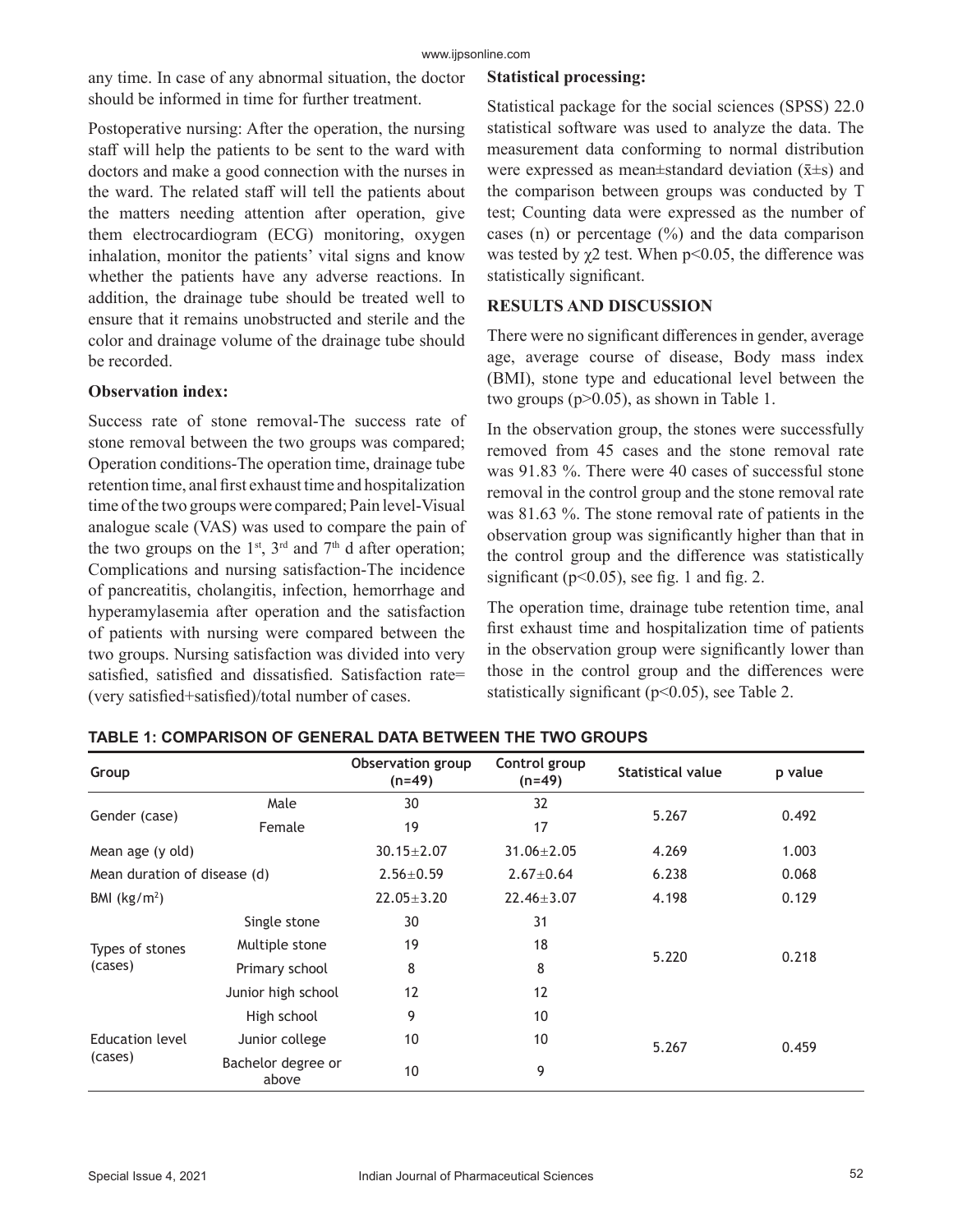any time. In case of any abnormal situation, the doctor should be informed in time for further treatment.

Postoperative nursing: After the operation, the nursing staff will help the patients to be sent to the ward with doctors and make a good connection with the nurses in the ward. The related staff will tell the patients about the matters needing attention after operation, give them electrocardiogram (ECG) monitoring, oxygen inhalation, monitor the patients' vital signs and know whether the patients have any adverse reactions. In addition, the drainage tube should be treated well to ensure that it remains unobstructed and sterile and the color and drainage volume of the drainage tube should be recorded.

**Observation index:**

Success rate of stone removal-The success rate of stone removal between the two groups was compared; Operation conditions-The operation time, drainage tube retention time, anal first exhaust time and hospitalization time of the two groups were compared; Pain level-Visual analogue scale (VAS) was used to compare the pain of the two groups on the 1st, 3rd and 7th d after operation; Complications and nursing satisfaction-The incidence of pancreatitis, cholangitis, infection, hemorrhage and hyperamylasemia after operation and the satisfaction of patients with nursing were compared between the two groups. Nursing satisfaction was divided into very satisfied, satisfied and dissatisfied. Satisfaction rate= (very satisfied+satisfied)/total number of cases.

**Statistical processing:**

Statistical package for the social sciences (SPSS) 22.0 statistical software was used to analyze the data. The measurement data conforming to normal distribution were expressed as mean±standard deviation ($\bar{x}\pm s$) and the comparison between groups was conducted by T test; Counting data were expressed as the number of cases (n) or percentage (%) and the data comparison was tested by $\chi 2$ test. When $p<0.05$, the difference was statistically significant.

## RESULTS AND DISCUSSION

There were no significant differences in gender, average age, average course of disease, Body mass index (BMI), stone type and educational level between the two groups ($p>0.05$), as shown in Table 1.

In the observation group, the stones were successfully removed from 45 cases and the stone removal rate was 91.83 %. There were 40 cases of successful stone removal in the control group and the stone removal rate was 81.63 %. The stone removal rate of patients in the observation group was significantly higher than that in the control group and the difference was statistically significant ($p<0.05$), see fig. 1 and fig. 2.

The operation time, drainage tube retention time, anal first exhaust time and hospitalization time of patients in the observation group were significantly lower than those in the control group and the differences were statistically significant ($p<0.05$), see Table 2.

**TABLE 1: COMPARISON OF GENERAL DATA BETWEEN THE TWO GROUPS**

| Group | | Observation group (n=49) | Control group (n=49) | Statistical value | p value |
|---|---|---|---|---|---|
| Gender (case) | Male | 30 | 32 | 5.267 | 0.492 |
| | Female | 19 | 17 | | |
| Mean age (y old) | | 30.15±2.07 | 31.06±2.05 | 4.269 | 1.003 |
| Mean duration of disease (d) | | 2.56±0.59 | 2.67±0.64 | 6.238 | 0.068 |
| BMI (kg/m$^2$) | | 22.05±3.20 | 22.46±3.07 | 4.198 | 0.129 |
| Types of stones (cases) | Single stone | 30 | 31 | 5.220 | 0.218 |
| | Multiple stone | 19 | 18 | | |
| Education level (cases) | Primary school | 8 | 8 | 5.267 | 0.459 |
| | Junior high school | 12 | 12 | | |
| | High school | 9 | 10 | | |
| | Junior college | 10 | 10 | | |
| | Bachelor degree or above | 10 | 9 | | |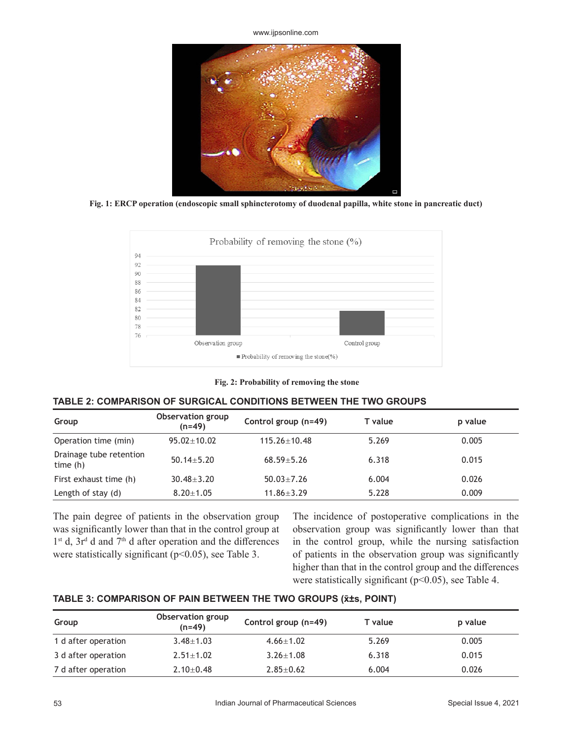Fig. 1: ERCP operation (endoscopic small sphincterotomy of duodenal papilla, white stone in pancreatic duct)

Fig. 2: Probability of removing the stone

**TABLE 2: COMPARISON OF SURGICAL CONDITIONS BETWEEN THE TWO GROUPS**

| Group | Observation group (n=49) | Control group (n=49) | T value | p value |
|---|---|---|---|---|
| Operation time (min) | 95.02±10.02 | 115.26±10.48 | 5.269 | 0.005 |
| Drainage tube retention time (h) | 50.14±5.20 | 68.59±5.26 | 6.318 | 0.015 |
| First exhaust time (h) | 30.48±3.20 | 50.03±7.26 | 6.004 | 0.026 |
| Length of stay (d) | 8.20±1.05 | 11.86±3.29 | 5.228 | 0.009 |

The pain degree of patients in the observation group was significantly lower than that in the control group at 1st d, 3rd d and 7th d after operation and the differences were statistically significant ($p<0.05$), see Table 3.

The incidence of postoperative complications in the observation group was significantly lower than that in the control group, while the nursing satisfaction of patients in the observation group was significantly higher than that in the control group and the differences were statistically significant ($p<0.05$), see Table 4.

**TABLE 3: COMPARISON OF PAIN BETWEEN THE TWO GROUPS ($\bar{x}\pm s$, POINT)**

| Group | Observation group (n=49) | Control group (n=49) | T value | p value |
|---|---|---|---|---|
| 1 d after operation | 3.48±1.03 | 4.66±1.02 | 5.269 | 0.005 |
| 3 d after operation | 2.51±1.02 | 3.26±1.08 | 6.318 | 0.015 |
| 7 d after operation | 2.10±0.48 | 2.85±0.62 | 6.004 | 0.026 |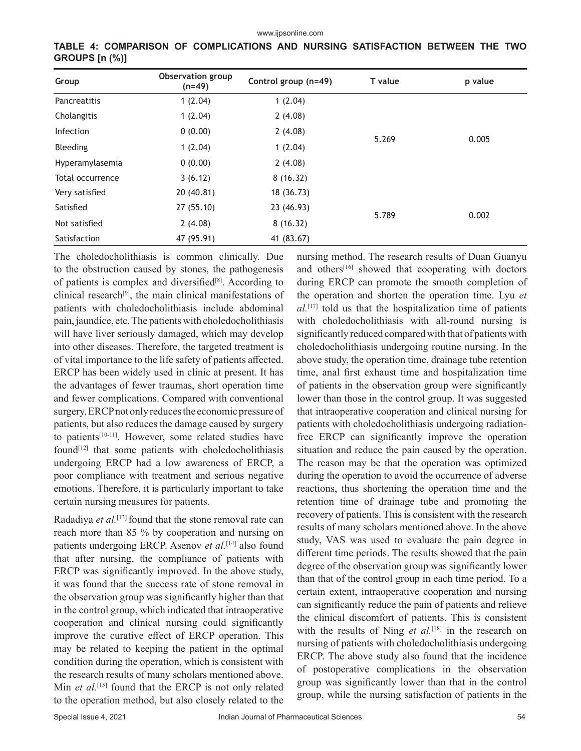**TABLE 4: COMPARISON OF COMPLICATIONS AND NURSING SATISFACTION BETWEEN THE TWO GROUPS [n (%)]**

| Group | Observation group (n=49) | Control group (n=49) | T value | p value |
|---|---|---|---|---|
| Pancreatitis | 1 (2.04) | 1 (2.04) | | |
| Cholangitis | 1 (2.04) | 2 (4.08) | | |
| Infection | 0 (0.00) | 2 (4.08) | 5.269 | 0.005 |
| Bleeding | 1 (2.04) | 1 (2.04) | | |
| Hyperamylasemia | 0 (0.00) | 2 (4.08) | | |
| Total occurrence | 3 (6.12) | 8 (16.32) | | |
| Very satisfied | 20 (40.81) | 18 (36.73) | | |
| Satisfied | 27 (55.10) | 23 (46.93) | 5.789 | 0.002 |
| Not satisfied | 2 (4.08) | 8 (16.32) | | |
| Satisfaction | 47 (95.91) | 41 (83.67) | | |

The choledocholithiasis is common clinically. Due to the obstruction caused by stones, the pathogenesis of patients is complex and diversified[8]. According to clinical research[9], the main clinical manifestations of patients with choledocholithiasis include abdominal pain, jaundice, etc. The patients with choledocholithiasis will have liver seriously damaged, which may develop into other diseases. Therefore, the targeted treatment is of vital importance to the life safety of patients affected. ERCP has been widely used in clinic at present. It has the advantages of fewer traumas, short operation time and fewer complications. Compared with conventional surgery, ERCP not only reduces the economic pressure of patients, but also reduces the damage caused by surgery to patients[10-11]. However, some related studies have found[12] that some patients with choledocholithiasis undergoing ERCP had a low awareness of ERCP, a poor compliance with treatment and serious negative emotions. Therefore, it is particularly important to take certain nursing measures for patients.

Radadiya *et al.*[13] found that the stone removal rate can reach more than 85 % by cooperation and nursing on patients undergoing ERCP. Asenov *et al.*[14] also found that after nursing, the compliance of patients with ERCP was significantly improved. In the above study, it was found that the success rate of stone removal in the observation group was significantly higher than that in the control group, which indicated that intraoperative cooperation and clinical nursing could significantly improve the curative effect of ERCP operation. This may be related to keeping the patient in the optimal condition during the operation, which is consistent with the research results of many scholars mentioned above. Min *et al.*[15] found that the ERCP is not only related to the operation method, but also closely related to the nursing method. The research results of Duan Guanyu and others[16] showed that cooperating with doctors during ERCP can promote the smooth completion of the operation and shorten the operation time. Lyu *et al.*[17] told us that the hospitalization time of patients with choledocholithiasis with all-round nursing is significantly reduced compared with that of patients with choledocholithiasis undergoing routine nursing. In the above study, the operation time, drainage tube retention time, anal first exhaust time and hospitalization time of patients in the observation group were significantly lower than those in the control group. It was suggested that intraoperative cooperation and clinical nursing for patients with choledocholithiasis undergoing radiation-free ERCP can significantly improve the operation situation and reduce the pain caused by the operation. The reason may be that the operation was optimized during the operation to avoid the occurrence of adverse reactions, thus shortening the operation time and the retention time of drainage tube and promoting the recovery of patients. This is consistent with the research results of many scholars mentioned above. In the above study, VAS was used to evaluate the pain degree in different time periods. The results showed that the pain degree of the observation group was significantly lower than that of the control group in each time period. To a certain extent, intraoperative cooperation and nursing can significantly reduce the pain of patients and relieve the clinical discomfort of patients. This is consistent with the results of Ning *et al.*[18] in the research on nursing of patients with choledocholithiasis undergoing ERCP. The above study also found that the incidence of postoperative complications in the observation group was significantly lower than that in the control group, while the nursing satisfaction of patients in the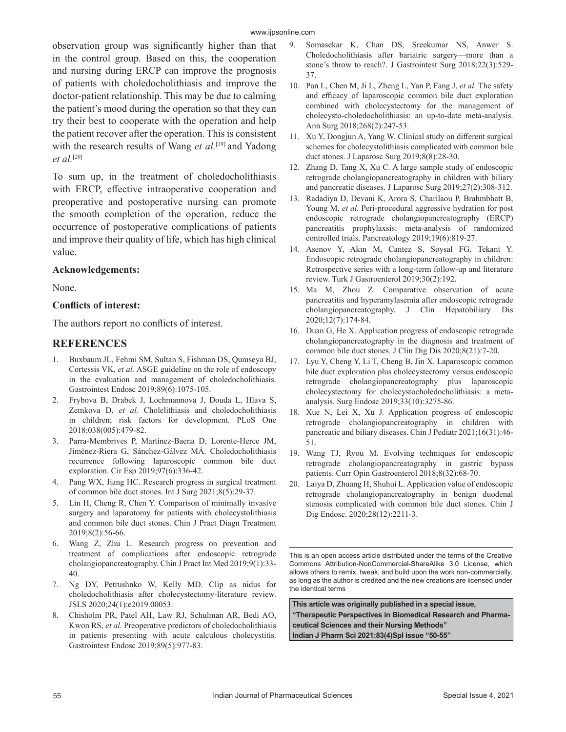observation group was significantly higher than that in the control group. Based on this, the cooperation and nursing during ERCP can improve the prognosis of patients with choledocholithiasis and improve the doctor-patient relationship. This may be due to calming the patient's mood during the operation so that they can try their best to cooperate with the operation and help the patient recover after the operation. This is consistent with the research results of Wang *et al.*[19] and Yadong *et al.*[20]

To sum up, in the treatment of choledocholithiasis with ERCP, effective intraoperative cooperation and preoperative and postoperative nursing can promote the smooth completion of the operation, reduce the occurrence of postoperative complications of patients and improve their quality of life, which has high clinical value.

### Acknowledgements:

None.

### Conflicts of interest:

The authors report no conflicts of interest.

## REFERENCES

1. Buxbaum JL, Fehmi SM, Sultan S, Fishman DS, Qumseya BJ, Cortessis VK, *et al.* ASGE guideline on the role of endoscopy in the evaluation and management of choledocholithiasis. Gastrointest Endosc 2019;89(6):1075-105.
2. Frybova B, Drabek J, Lochmannova J, Douda L, Hlava S, Zemkova D, *et al.* Cholelithiasis and choledocholithiasis in children; risk factors for development. PLoS One 2018;038(005):479-82.
3. Parra-Membrives P, Martínez-Baena D, Lorente-Herce JM, Jiménez-Riera G, Sánchez-Gálvez MÁ. Choledocholithiasis recurrence following laparoscopic common bile duct exploration. Cir Esp 2019;97(6):336-42.
4. Pang WX, Jiang HC. Research progress in surgical treatment of common bile duct stones. Int J Surg 2021;8(5):29-37.
5. Lin H, Cheng R, Chen Y. Comparison of minimally invasive surgery and laparotomy for patients with cholecystolithiasis and common bile duct stones. Chin J Pract Diagn Treatment 2019;8(2):56-66.
6. Wang Z, Zhu L. Research progress on prevention and treatment of complications after endoscopic retrograde cholangiopancreatography. Chin J Pract Int Med 2019;9(1):33-40.
7. Ng DY, Petrushnko W, Kelly MD. Clip as nidus for choledocholithiasis after cholecystectomy-literature review. JSLS 2020;24(1):e2019.00053.
8. Chisholm PR, Patel AH, Law RJ, Schulman AR, Bedi AO, Kwon RS, *et al.* Preoperative predictors of choledocholithiasis in patients presenting with acute calculous cholecystitis. Gastrointest Endosc 2019;89(5):977-83.
9. Somasekar K, Chan DS, Sreekumar NS, Anwer S. Choledocholithiasis after bariatric surgery—more than a stone's throw to reach?. J Gastrointest Surg 2018;22(3):529-37.
10. Pan L, Chen M, Ji L, Zheng L, Yan P, Fang J, *et al.* The safety and efficacy of laparoscopic common bile duct exploration combined with cholecystectomy for the management of cholecysto-choledocholithiasis: an up-to-date meta-analysis. Ann Surg 2018;268(2):247-53.
11. Xu Y, Dongjun A, Yang W. Clinical study on different surgical schemes for cholecystolithiasis complicated with common bile duct stones. J Laparosc Surg 2019;8(8):28-30.
12. Zhang D, Tang X, Xu C. A large sample study of endoscopic retrograde cholangiopancreatography in children with biliary and pancreatic diseases. J Laparosc Surg 2019;27(2):308-312.
13. Radadiya D, Devani K, Arora S, Charilaou P, Brahmbhatt B, Young M, *et al.* Peri-procedural aggressive hydration for post endoscopic retrograde cholangiopancreatography (ERCP) pancreatitis prophylaxsis: meta-analysis of randomized controlled trials. Pancreatology 2019;19(6):819-27.
14. Asenov Y, Akın M, Cantez S, Soysal FG, Tekant Y. Endoscopic retrograde cholangiopancreatography in children: Retrospective series with a long-term follow-up and literature review. Turk J Gastroenterol 2019;30(2):192.
15. Ma M, Zhou Z. Comparative observation of acute pancreatitis and hyperamylasemia after endoscopic retrograde cholangiopancreatography. J Clin Hepatobiliary Dis 2020;12(7):174-84.
16. Duan G, He X. Application progress of endoscopic retrograde cholangiopancreatography in the diagnosis and treatment of common bile duct stones. J Clin Dig Dis 2020;8(21):7-20.
17. Lyu Y, Cheng Y, Li T, Cheng B, Jin X. Laparoscopic common bile duct exploration plus cholecystectomy versus endoscopic retrograde cholangiopancreatography plus laparoscopic cholecystectomy for cholecystocholedocholithiasis: a meta-analysis. Surg Endosc 2019;33(10):3275-86.
18. Xue N, Lei X, Xu J. Application progress of endoscopic retrograde cholangiopancreatography in children with pancreatic and biliary diseases. Chin J Pediatr 2021;16(31):46-51.
19. Wang TJ, Ryou M. Evolving techniques for endoscopic retrograde cholangiopancreatography in gastric bypass patients. Curr Opin Gastroenterol 2018;8(32):68-70.
20. Laiya D, Zhuang H, Shuhui L. Application value of endoscopic retrograde cholangiopancreatography in benign duodenal stenosis complicated with common bile duct stones. Chin J Dig Endosc. 2020;28(12):2211-3.

---

This is an open access article distributed under the terms of the Creative Commons Attribution-NonCommercial-ShareAlike 3.0 License, which allows others to remix, tweak, and build upon the work non-commercially, as long as the author is credited and the new creations are licensed under the identical terms

**This article was originally published in a special issue, "Therapeutic Perspectives in Biomedical Research and Pharmaceutical Sciences and their Nursing Methods"**
**Indian J Pharm Sci 2021:83(4)Spl issue "50-55"**